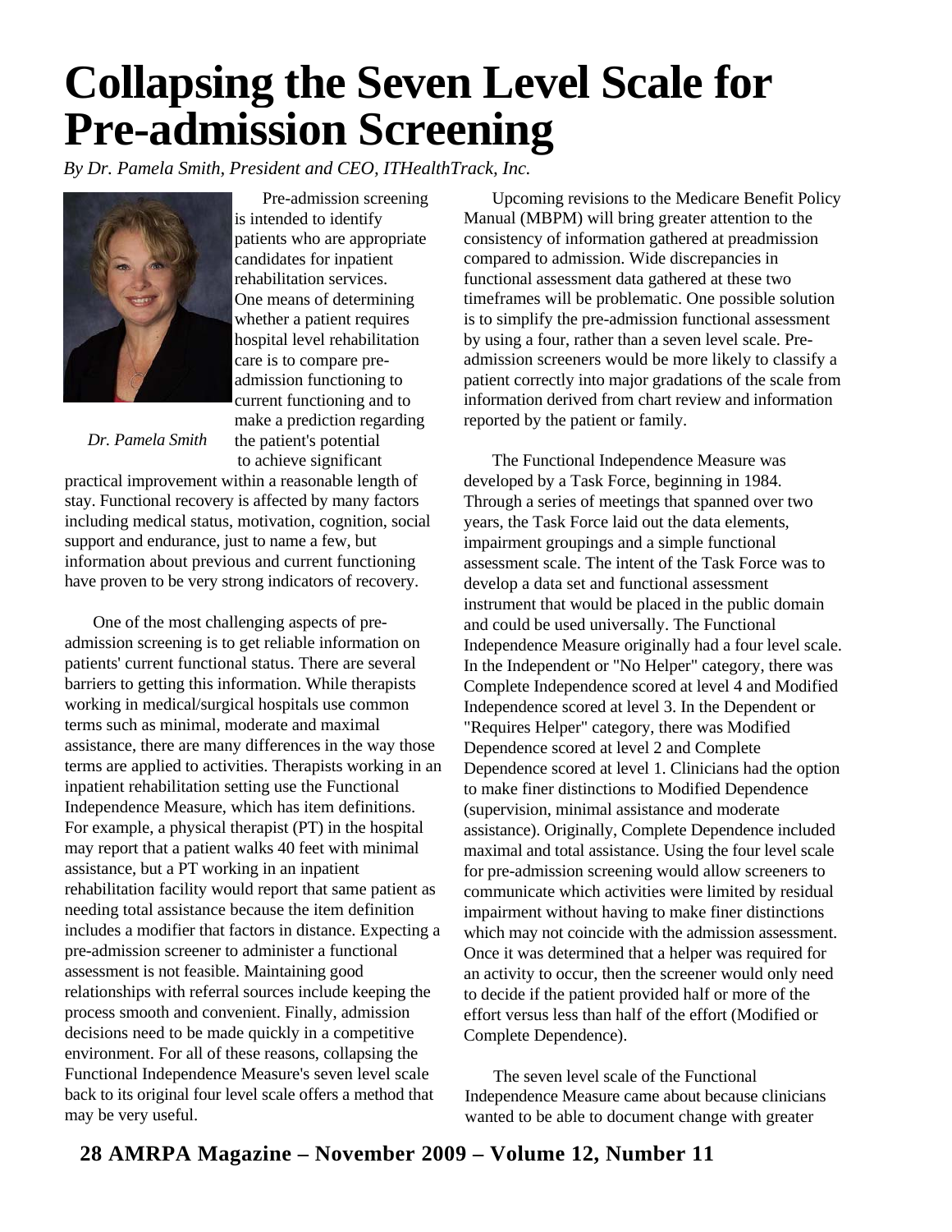# Collapsing the Seven Level Scale for Pre-admission Screening

*By Dr. Pamela Smith, President and CEO, ITHealthTrack, Inc.*

*Dr. Pamela Smith*

Pre-admission screening is intended to identify patients who are appropriate candidates for inpatient rehabilitation services. One means of determining whether a patient requires hospital level rehabilitation care is to compare pre-admission functioning to current functioning and to make a prediction regarding the patient's potential to achieve significant practical improvement within a reasonable length of stay. Functional recovery is affected by many factors including medical status, motivation, cognition, social support and endurance, just to name a few, but information about previous and current functioning have proven to be very strong indicators of recovery.

One of the most challenging aspects of pre-admission screening is to get reliable information on patients' current functional status. There are several barriers to getting this information. While therapists working in medical/surgical hospitals use common terms such as minimal, moderate and maximal assistance, there are many differences in the way those terms are applied to activities. Therapists working in an inpatient rehabilitation setting use the Functional Independence Measure, which has item definitions. For example, a physical therapist (PT) in the hospital may report that a patient walks 40 feet with minimal assistance, but a PT working in an inpatient rehabilitation facility would report that same patient as needing total assistance because the item definition includes a modifier that factors in distance. Expecting a pre-admission screener to administer a functional assessment is not feasible. Maintaining good relationships with referral sources include keeping the process smooth and convenient. Finally, admission decisions need to be made quickly in a competitive environment. For all of these reasons, collapsing the Functional Independence Measure's seven level scale back to its original four level scale offers a method that may be very useful.

Upcoming revisions to the Medicare Benefit Policy Manual (MBPM) will bring greater attention to the consistency of information gathered at preadmission compared to admission. Wide discrepancies in functional assessment data gathered at these two timeframes will be problematic. One possible solution is to simplify the pre-admission functional assessment by using a four, rather than a seven level scale. Pre-admission screeners would be more likely to classify a patient correctly into major gradations of the scale from information derived from chart review and information reported by the patient or family.

The Functional Independence Measure was developed by a Task Force, beginning in 1984. Through a series of meetings that spanned over two years, the Task Force laid out the data elements, impairment groupings and a simple functional assessment scale. The intent of the Task Force was to develop a data set and functional assessment instrument that would be placed in the public domain and could be used universally. The Functional Independence Measure originally had a four level scale. In the Independent or "No Helper" category, there was Complete Independence scored at level 4 and Modified Independence scored at level 3. In the Dependent or "Requires Helper" category, there was Modified Dependence scored at level 2 and Complete Dependence scored at level 1. Clinicians had the option to make finer distinctions to Modified Dependence (supervision, minimal assistance and moderate assistance). Originally, Complete Dependence included maximal and total assistance. Using the four level scale for pre-admission screening would allow screeners to communicate which activities were limited by residual impairment without having to make finer distinctions which may not coincide with the admission assessment. Once it was determined that a helper was required for an activity to occur, then the screener would only need to decide if the patient provided half or more of the effort versus less than half of the effort (Modified or Complete Dependence).

The seven level scale of the Functional Independence Measure came about because clinicians wanted to be able to document change with greater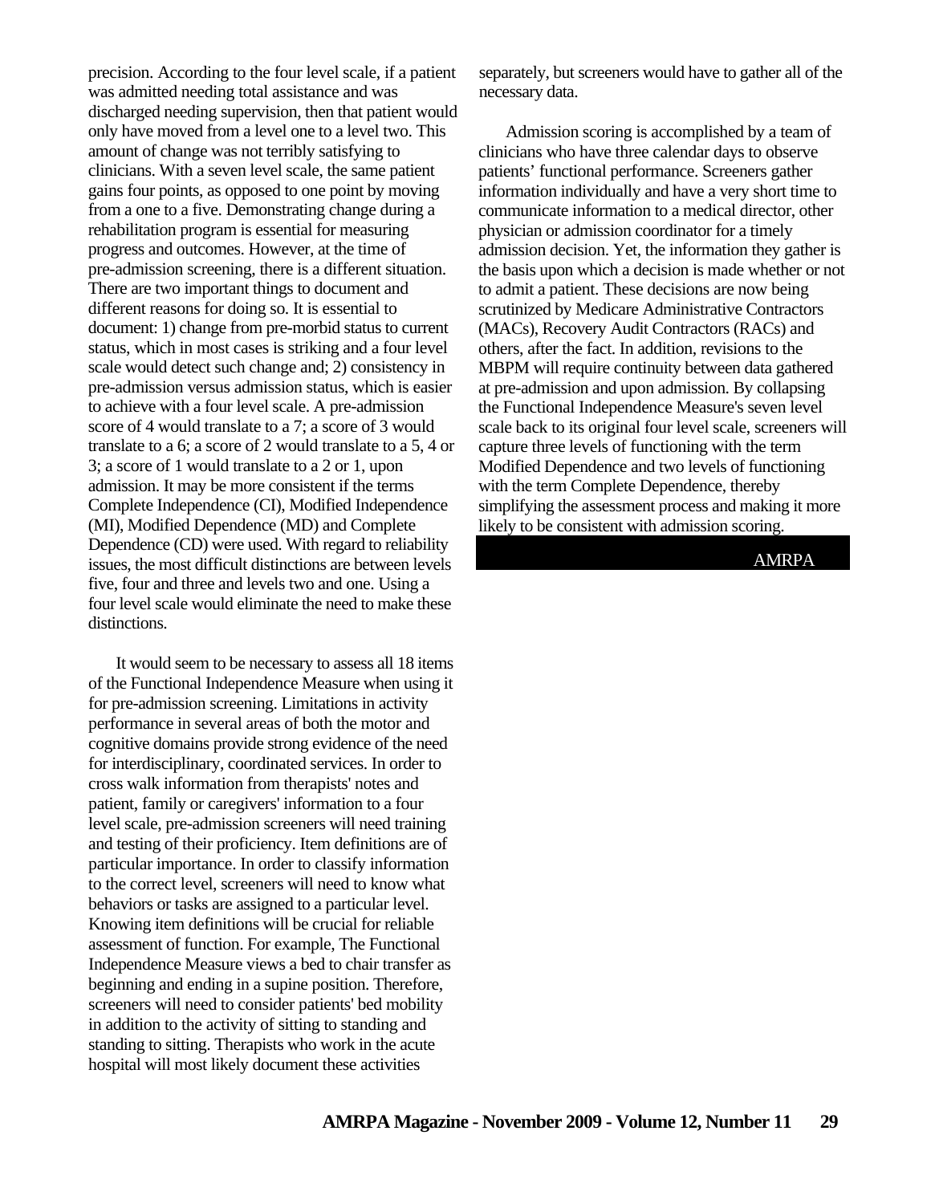precision. According to the four level scale, if a patient was admitted needing total assistance and was discharged needing supervision, then that patient would only have moved from a level one to a level two. This amount of change was not terribly satisfying to clinicians. With a seven level scale, the same patient gains four points, as opposed to one point by moving from a one to a five. Demonstrating change during a rehabilitation program is essential for measuring progress and outcomes. However, at the time of pre-admission screening, there is a different situation. There are two important things to document and different reasons for doing so. It is essential to document: 1) change from pre-morbid status to current status, which in most cases is striking and a four level scale would detect such change and; 2) consistency in pre-admission versus admission status, which is easier to achieve with a four level scale. A pre-admission score of 4 would translate to a 7; a score of 3 would translate to a 6; a score of 2 would translate to a 5, 4 or 3; a score of 1 would translate to a 2 or 1, upon admission. It may be more consistent if the terms Complete Independence (CI), Modified Independence (MI), Modified Dependence (MD) and Complete Dependence (CD) were used. With regard to reliability issues, the most difficult distinctions are between levels five, four and three and levels two and one. Using a four level scale would eliminate the need to make these distinctions.

It would seem to be necessary to assess all 18 items of the Functional Independence Measure when using it for pre-admission screening. Limitations in activity performance in several areas of both the motor and cognitive domains provide strong evidence of the need for interdisciplinary, coordinated services. In order to cross walk information from therapists' notes and patient, family or caregivers' information to a four level scale, pre-admission screeners will need training and testing of their proficiency. Item definitions are of particular importance. In order to classify information to the correct level, screeners will need to know what behaviors or tasks are assigned to a particular level. Knowing item definitions will be crucial for reliable assessment of function. For example, The Functional Independence Measure views a bed to chair transfer as beginning and ending in a supine position. Therefore, screeners will need to consider patients' bed mobility in addition to the activity of sitting to standing and standing to sitting. Therapists who work in the acute hospital will most likely document these activities separately, but screeners would have to gather all of the necessary data.

Admission scoring is accomplished by a team of clinicians who have three calendar days to observe patients' functional performance. Screeners gather information individually and have a very short time to communicate information to a medical director, other physician or admission coordinator for a timely admission decision. Yet, the information they gather is the basis upon which a decision is made whether or not to admit a patient. These decisions are now being scrutinized by Medicare Administrative Contractors (MACs), Recovery Audit Contractors (RACs) and others, after the fact. In addition, revisions to the MBPM will require continuity between data gathered at pre-admission and upon admission. By collapsing the Functional Independence Measure's seven level scale back to its original four level scale, screeners will capture three levels of functioning with the term Modified Dependence and two levels of functioning with the term Complete Dependence, thereby simplifying the assessment process and making it more likely to be consistent with admission scoring.

AMRPA